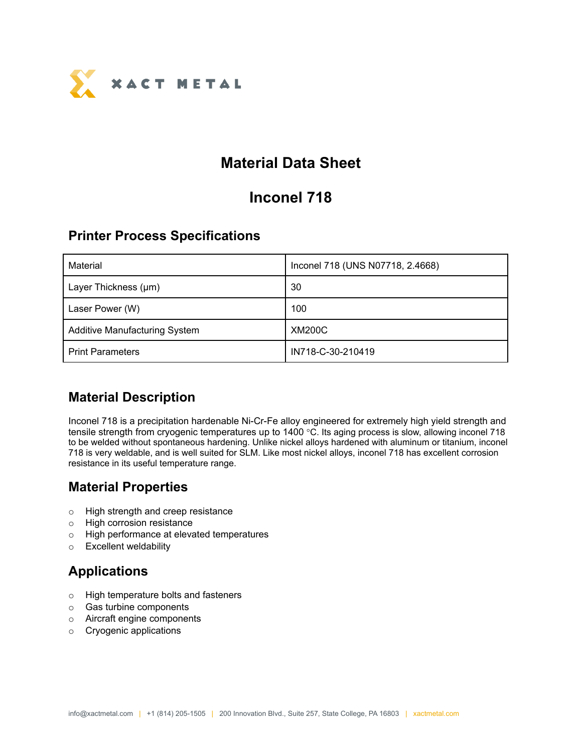XACT METAL

# Material Data Sheet

# Inconel 718

## Printer Process Specifications

| Material | Inconel 718 (UNS N07718, 2.4668) |
|---|---|
| Layer Thickness (μm) | 30 |
| Laser Power (W) | 100 |
| Additive Manufacturing System | XM200C |
| Print Parameters | IN718-C-30-210419 |

## Material Description

Inconel 718 is a precipitation hardenable Ni-Cr-Fe alloy engineered for extremely high yield strength and tensile strength from cryogenic temperatures up to 1400 °C. Its aging process is slow, allowing inconel 718 to be welded without spontaneous hardening. Unlike nickel alloys hardened with aluminum or titanium, inconel 718 is very weldable, and is well suited for SLM. Like most nickel alloys, inconel 718 has excellent corrosion resistance in its useful temperature range.

## Material Properties

- High strength and creep resistance
- High corrosion resistance
- High performance at elevated temperatures
- Excellent weldability

## Applications

- High temperature bolts and fasteners
- Gas turbine components
- Aircraft engine components
- Cryogenic applications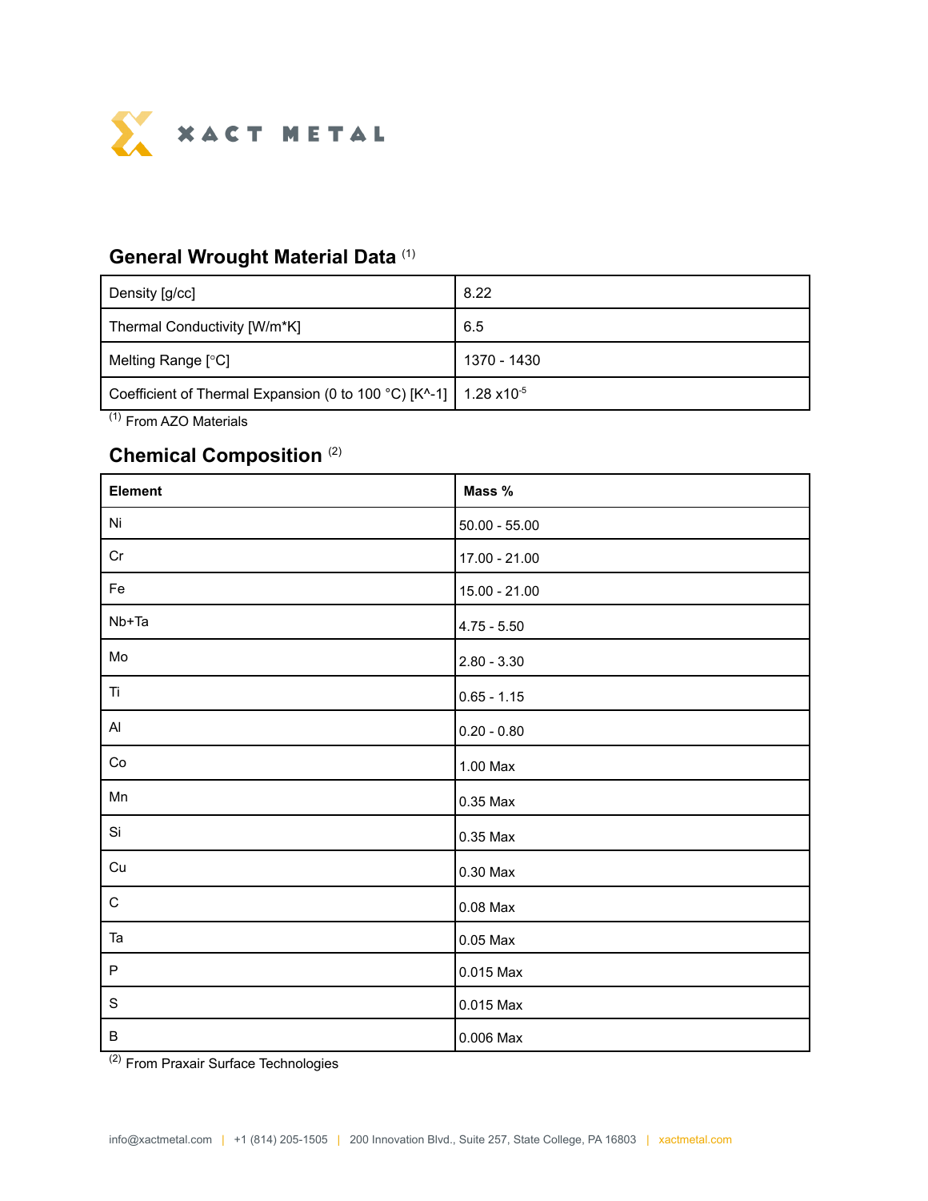## General Wrought Material Data [1]

| Density [g/cc] | 8.22 |
|---|---|
| Thermal Conductivity [W/m*K] | 6.5 |
| Melting Range [°C] | 1370 - 1430 |
| Coefficient of Thermal Expansion (0 to 100 °C) [K^-1] | 1.28 $\times 10^{-5}$ |

[1] From AZO Materials

## Chemical Composition [2]

| Element | Mass % |
|---|---|
| Ni | 50.00 - 55.00 |
| Cr | 17.00 - 21.00 |
| Fe | 15.00 - 21.00 |
| Nb+Ta | 4.75 - 5.50 |
| Mo | 2.80 - 3.30 |
| Ti | 0.65 - 1.15 |
| Al | 0.20 - 0.80 |
| Co | 1.00 Max |
| Mn | 0.35 Max |
| Si | 0.35 Max |
| Cu | 0.30 Max |
| C | 0.08 Max |
| Ta | 0.05 Max |
| P | 0.015 Max |
| S | 0.015 Max |
| B | 0.006 Max |

[2] From Praxair Surface Technologies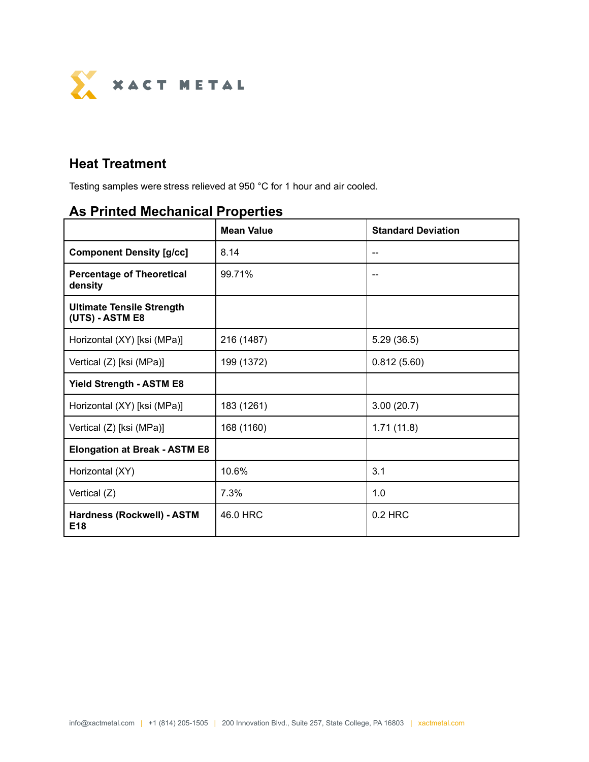## Heat Treatment

Testing samples were stress relieved at 950 °C for 1 hour and air cooled.

## As Printed Mechanical Properties

| | Mean Value | Standard Deviation |
|---|---|---|
| **Component Density [g/cc]** | 8.14 | -- |
| **Percentage of Theoretical density** | 99.71% | -- |
| **Ultimate Tensile Strength (UTS) - ASTM E8** | | |
| Horizontal (XY) [ksi (MPa)] | 216 (1487) | 5.29 (36.5) |
| Vertical (Z) [ksi (MPa)] | 199 (1372) | 0.812 (5.60) |
| **Yield Strength - ASTM E8** | | |
| Horizontal (XY) [ksi (MPa)] | 183 (1261) | 3.00 (20.7) |
| Vertical (Z) [ksi (MPa)] | 168 (1160) | 1.71 (11.8) |
| **Elongation at Break - ASTM E8** | | |
| Horizontal (XY) | 10.6% | 3.1 |
| Vertical (Z) | 7.3% | 1.0 |
| **Hardness (Rockwell) - ASTM E18** | 46.0 HRC | 0.2 HRC |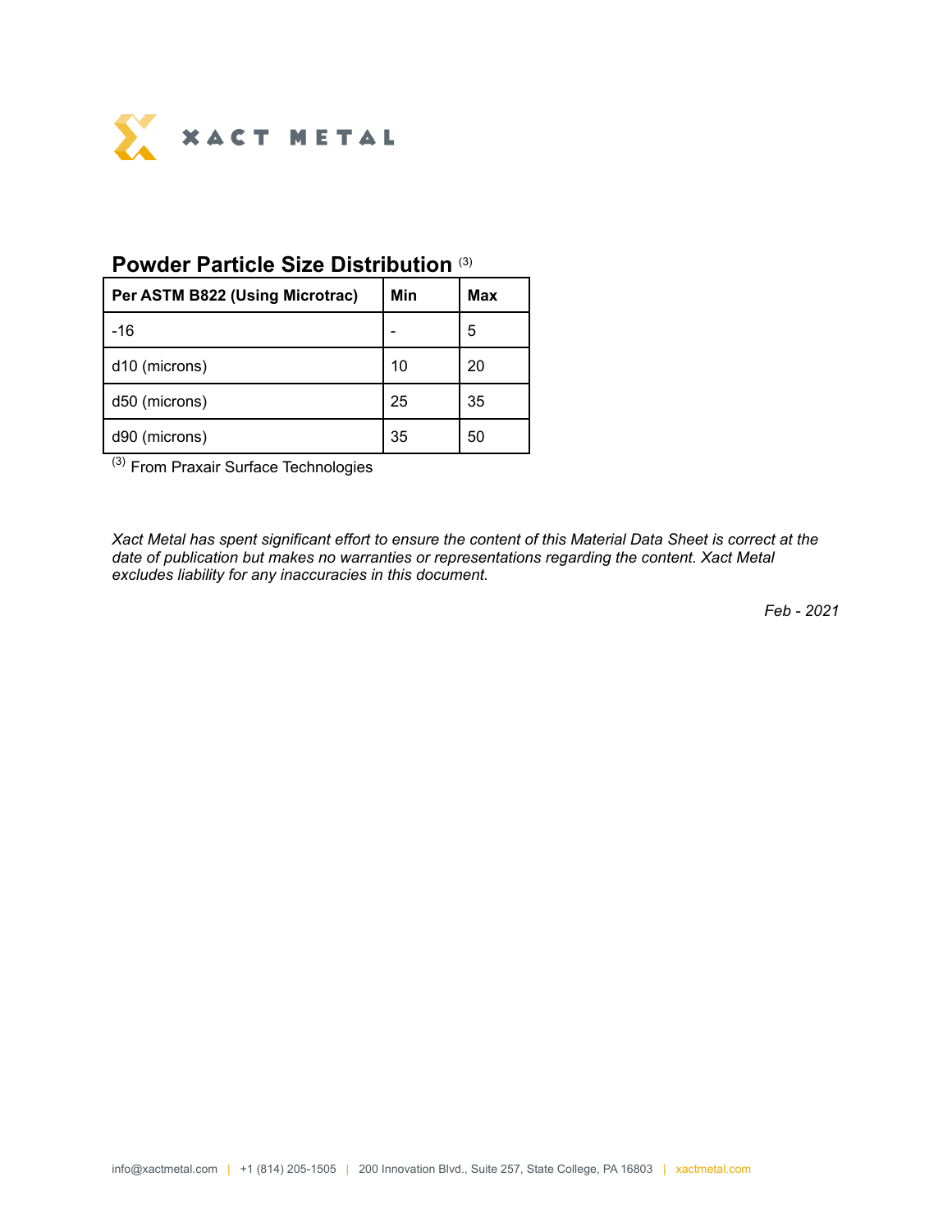## Powder Particle Size Distribution [3]

| Per ASTM B822 (Using Microtrac) | Min | Max |
|---|---|---|
| -16 | - | 5 |
| d10 (microns) | 10 | 20 |
| d50 (microns) | 25 | 35 |
| d90 (microns) | 35 | 50 |

[3] From Praxair Surface Technologies

*Xact Metal has spent significant effort to ensure the content of this Material Data Sheet is correct at the date of publication but makes no warranties or representations regarding the content. Xact Metal excludes liability for any inaccuracies in this document.*

*Feb - 2021*